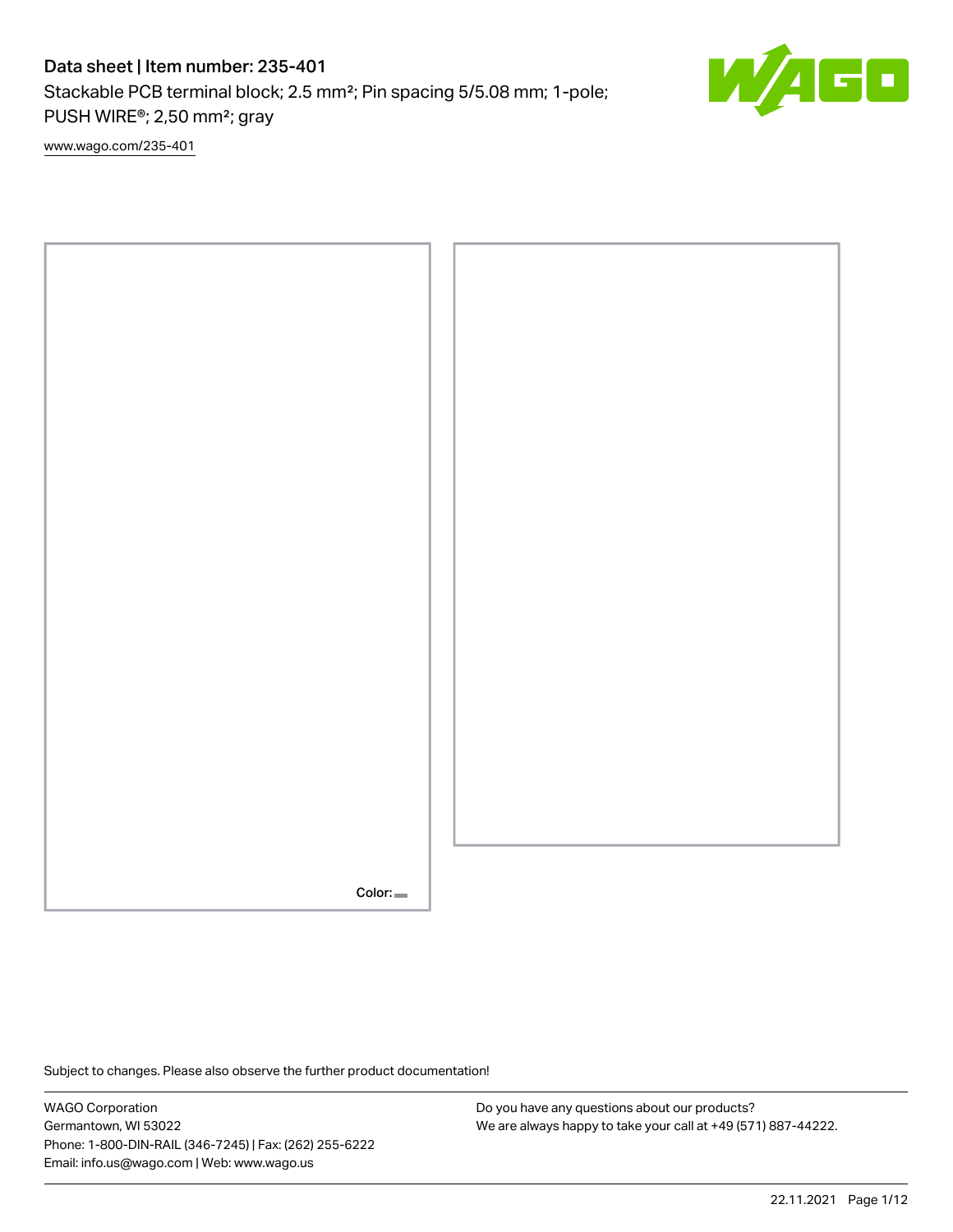# Data sheet | Item number: 235-401

Stackable PCB terminal block; 2.5 mm²; Pin spacing 5/5.08 mm; 1-pole; PUSH WIRE®; 2,50 mm²; gray

www.wago.com/235-401

Color:

Subject to changes. Please also observe the further product documentation!

WAGO Corporation
Germantown, WI 53022
Phone: 1-800-DIN-RAIL (346-7245) | Fax: (262) 255-6222
Email: info.us@wago.com | Web: www.wago.us

Do you have any questions about our products?
We are always happy to take your call at +49 (571) 887-44222.

22.11.2021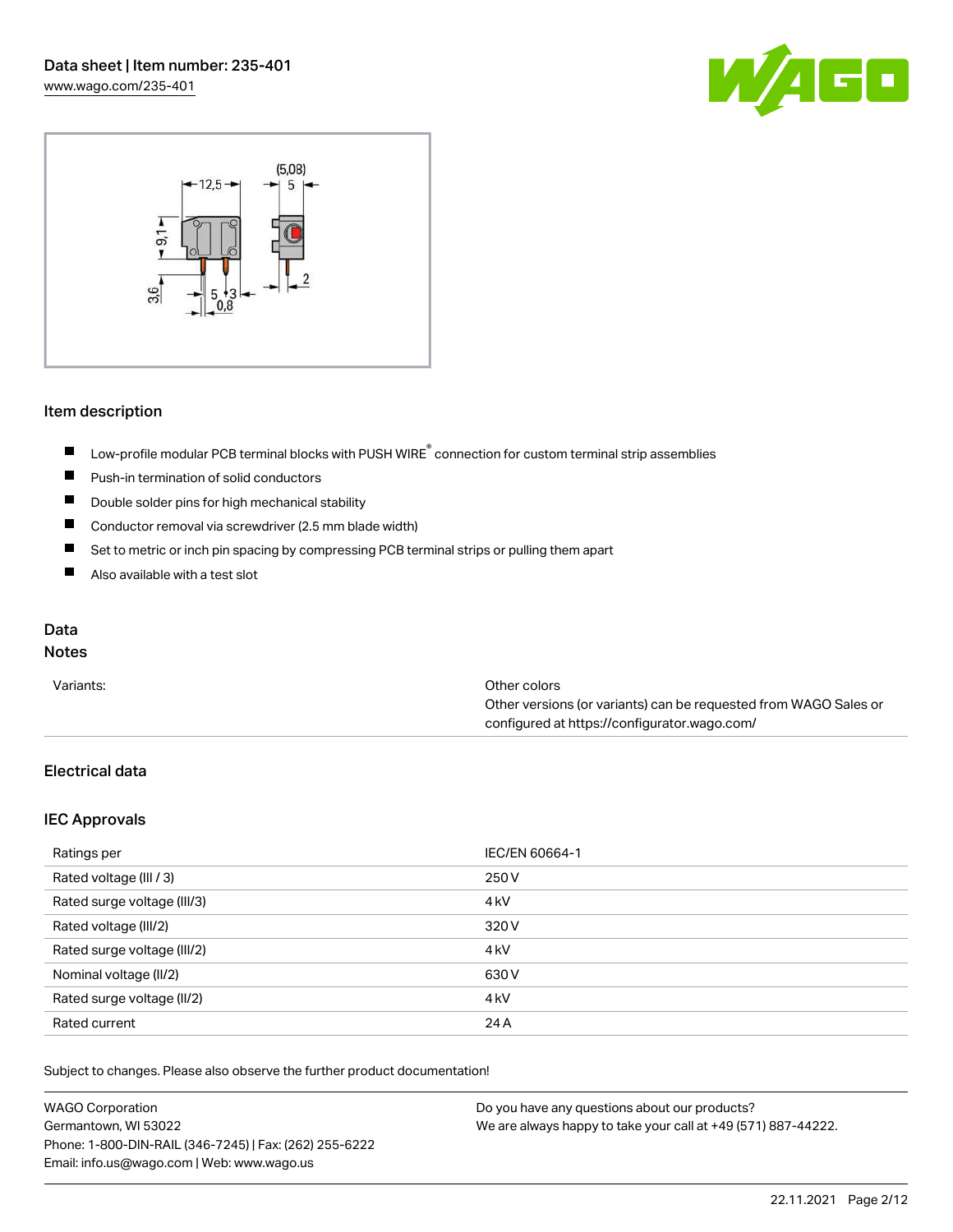## Item description

- Low-profile modular PCB terminal blocks with PUSH WIRE® connection for custom terminal strip assemblies
- Push-in termination of solid conductors
- Double solder pins for high mechanical stability
- Conductor removal via screwdriver (2.5 mm blade width)
- Set to metric or inch pin spacing by compressing PCB terminal strips or pulling them apart
- Also available with a test slot

## Data

### Notes

| | |
|---|---|
| Variants: | Other colors<br>Other versions (or variants) can be requested from WAGO Sales or configured at https://configurator.wago.com/ |

### Electrical data

### IEC Approvals

| | |
|---|---|
| Ratings per | IEC/EN 60664-1 |
| Rated voltage (III / 3) | 250 V |
| Rated surge voltage (III/3) | 4 kV |
| Rated voltage (III/2) | 320 V |
| Rated surge voltage (III/2) | 4 kV |
| Nominal voltage (II/2) | 630 V |
| Rated surge voltage (II/2) | 4 kV |
| Rated current | 24 A |

Subject to changes. Please also observe the further product documentation!

WAGO Corporation
Germantown, WI 53022
Phone: 1-800-DIN-RAIL (346-7245) | Fax: (262) 255-6222
Email: info.us@wago.com | Web: www.wago.us

Do you have any questions about our products?
We are always happy to take your call at +49 (571) 887-44222.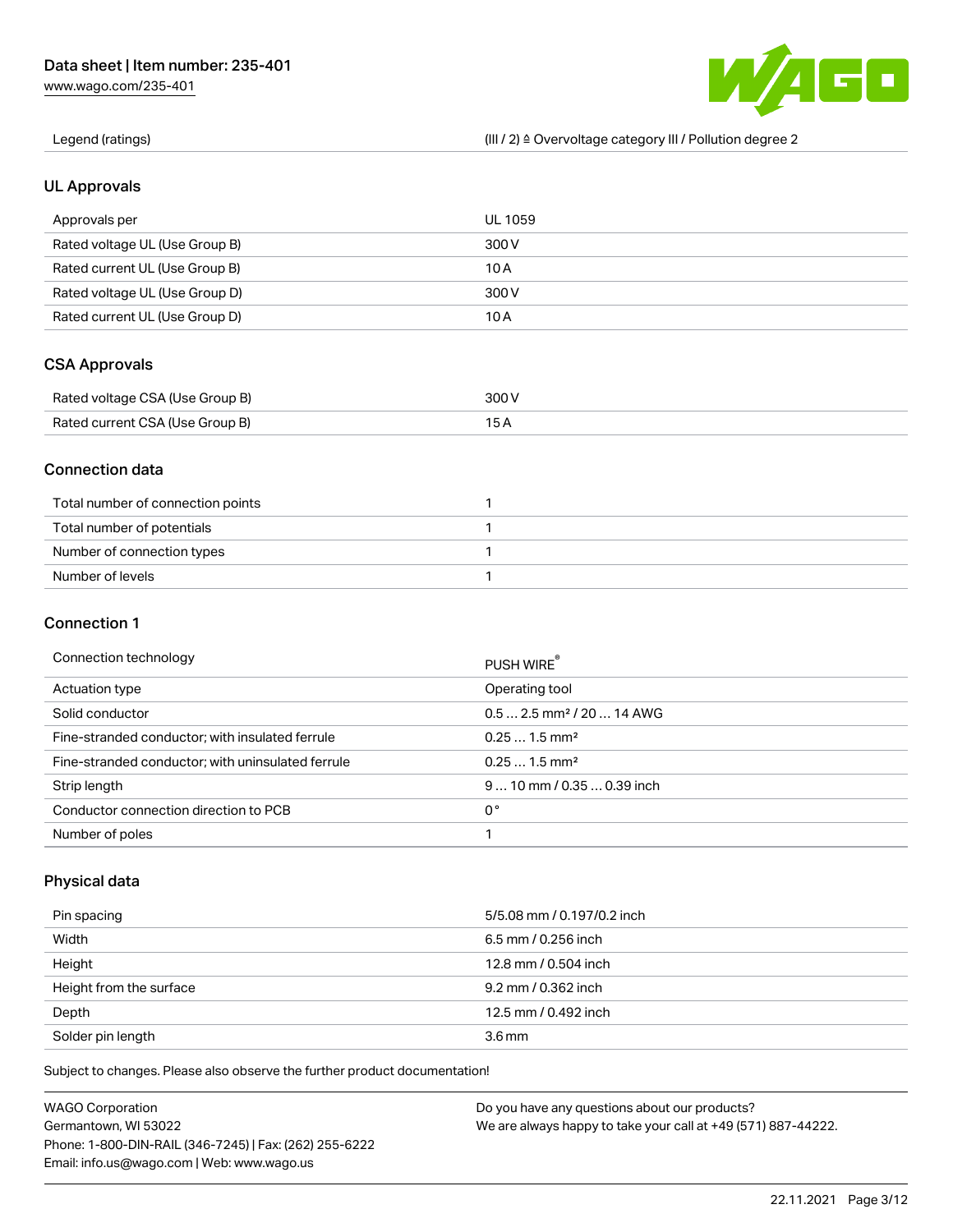| Legend (ratings) | (III / 2) ≙ Overvoltage category III / Pollution degree 2 |
| --- | --- |

## UL Approvals

| Approvals per | UL 1059 |
| --- | --- |
| Rated voltage UL (Use Group B) | 300 V |
| Rated current UL (Use Group B) | 10 A |
| Rated voltage UL (Use Group D) | 300 V |
| Rated current UL (Use Group D) | 10 A |

## CSA Approvals

| Rated voltage CSA (Use Group B) | 300 V |
| --- | --- |
| Rated current CSA (Use Group B) | 15 A |

## Connection data

| Total number of connection points | 1 |
| --- | --- |
| Total number of potentials | 1 |
| Number of connection types | 1 |
| Number of levels | 1 |

## Connection 1

| Connection technology | PUSH WIRE® |
| --- | --- |
| Actuation type | Operating tool |
| Solid conductor | 0.5 … 2.5 mm² / 20 … 14 AWG |
| Fine-stranded conductor; with insulated ferrule | 0.25 … 1.5 mm² |
| Fine-stranded conductor; with uninsulated ferrule | 0.25 … 1.5 mm² |
| Strip length | 9 … 10 mm / 0.35 … 0.39 inch |
| Conductor connection direction to PCB | 0 ° |
| Number of poles | 1 |

## Physical data

| Pin spacing | 5/5.08 mm / 0.197/0.2 inch |
| --- | --- |
| Width | 6.5 mm / 0.256 inch |
| Height | 12.8 mm / 0.504 inch |
| Height from the surface | 9.2 mm / 0.362 inch |
| Depth | 12.5 mm / 0.492 inch |
| Solder pin length | 3.6 mm |

Subject to changes. Please also observe the further product documentation!

WAGO Corporation
Germantown, WI 53022
Phone: 1-800-DIN-RAIL (346-7245) | Fax: (262) 255-6222
Email: info.us@wago.com | Web: www.wago.us

Do you have any questions about our products?
We are always happy to take your call at +49 (571) 887-44222.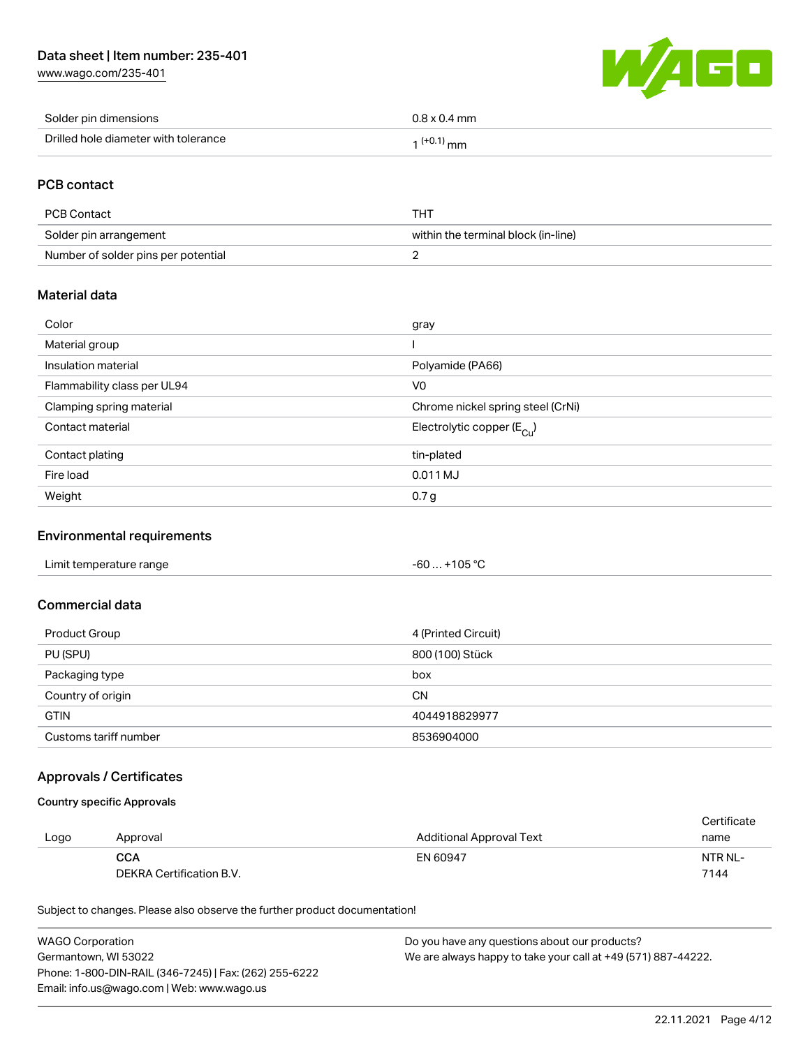| Solder pin dimensions | 0.8 x 0.4 mm |
| --- | --- |
| Drilled hole diameter with tolerance | $1^{(+0.1)}$ mm |

## PCB contact

| PCB Contact | THT |
| --- | --- |
| Solder pin arrangement | within the terminal block (in-line) |
| Number of solder pins per potential | 2 |

## Material data

| Color | gray |
| --- | --- |
| Material group | I |
| Insulation material | Polyamide (PA66) |
| Flammability class per UL94 | V0 |
| Clamping spring material | Chrome nickel spring steel (CrNi) |
| Contact material | Electrolytic copper ($E_{Cu}$) |
| Contact plating | tin-plated |
| Fire load | 0.011 MJ |
| Weight | 0.7 g |

## Environmental requirements

| Limit temperature range | -60 … +105 °C |
| --- | --- |

## Commercial data

| Product Group | 4 (Printed Circuit) |
| --- | --- |
| PU (SPU) | 800 (100) Stück |
| Packaging type | box |
| Country of origin | CN |
| GTIN | 4044918829977 |
| Customs tariff number | 8536904000 |

## Approvals / Certificates

### Country specific Approvals

| Logo | Approval | Additional Approval Text | Certificate name |
| --- | --- | --- | --- |
| | **CCA**<br>DEKRA Certification B.V. | EN 60947 | NTR NL-7144 |

Subject to changes. Please also observe the further product documentation!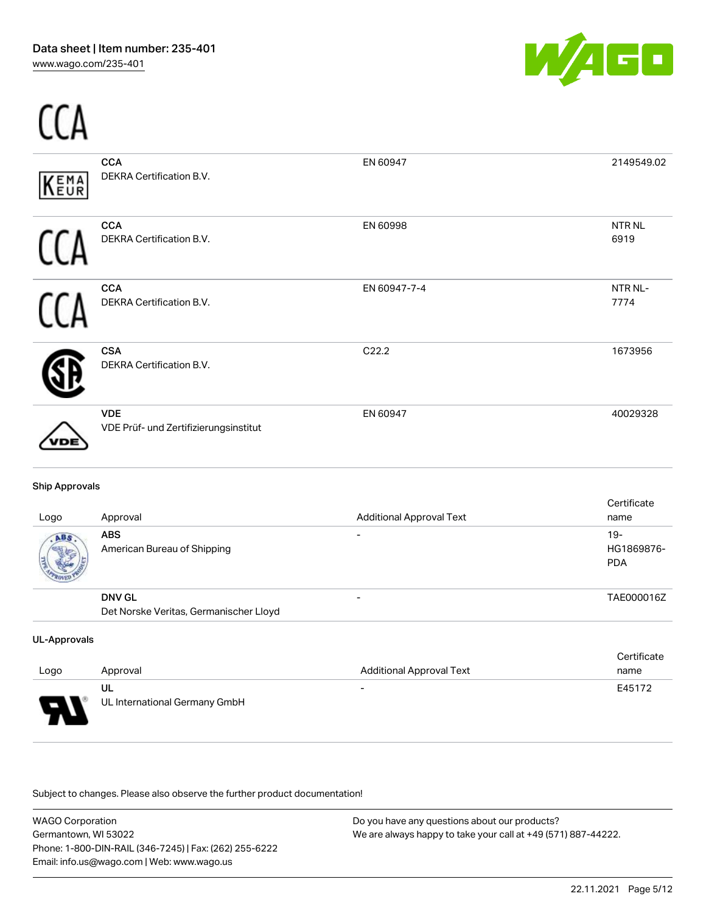| Logo | Approval | Additional Approval Text | Certificate name |
|---|---|---|---|
| | **CCA**<br>DEKRA Certification B.V. | EN 60947 | 2149549.02 |
| | **CCA**<br>DEKRA Certification B.V. | EN 60998 | NTR NL 6919 |
| | **CCA**<br>DEKRA Certification B.V. | EN 60947-7-4 | NTR NL-7774 |
| | **CSA**<br>DEKRA Certification B.V. | C22.2 | 1673956 |
| | **VDE**<br>VDE Prüf- und Zertifizierungsinstitut | EN 60947 | 40029328 |

### Ship Approvals

| Logo | Approval | Additional Approval Text | Certificate name |
|---|---|---|---|
| | **ABS**<br>American Bureau of Shipping | - | 19-HG1869876-PDA |
| | **DNV GL**<br>Det Norske Veritas, Germanischer Lloyd | - | TAE000016Z |

### UL-Approvals

| Logo | Approval | Additional Approval Text | Certificate name |
|---|---|---|---|
| | **UL**<br>UL International Germany GmbH | - | E45172 |

Subject to changes. Please also observe the further product documentation!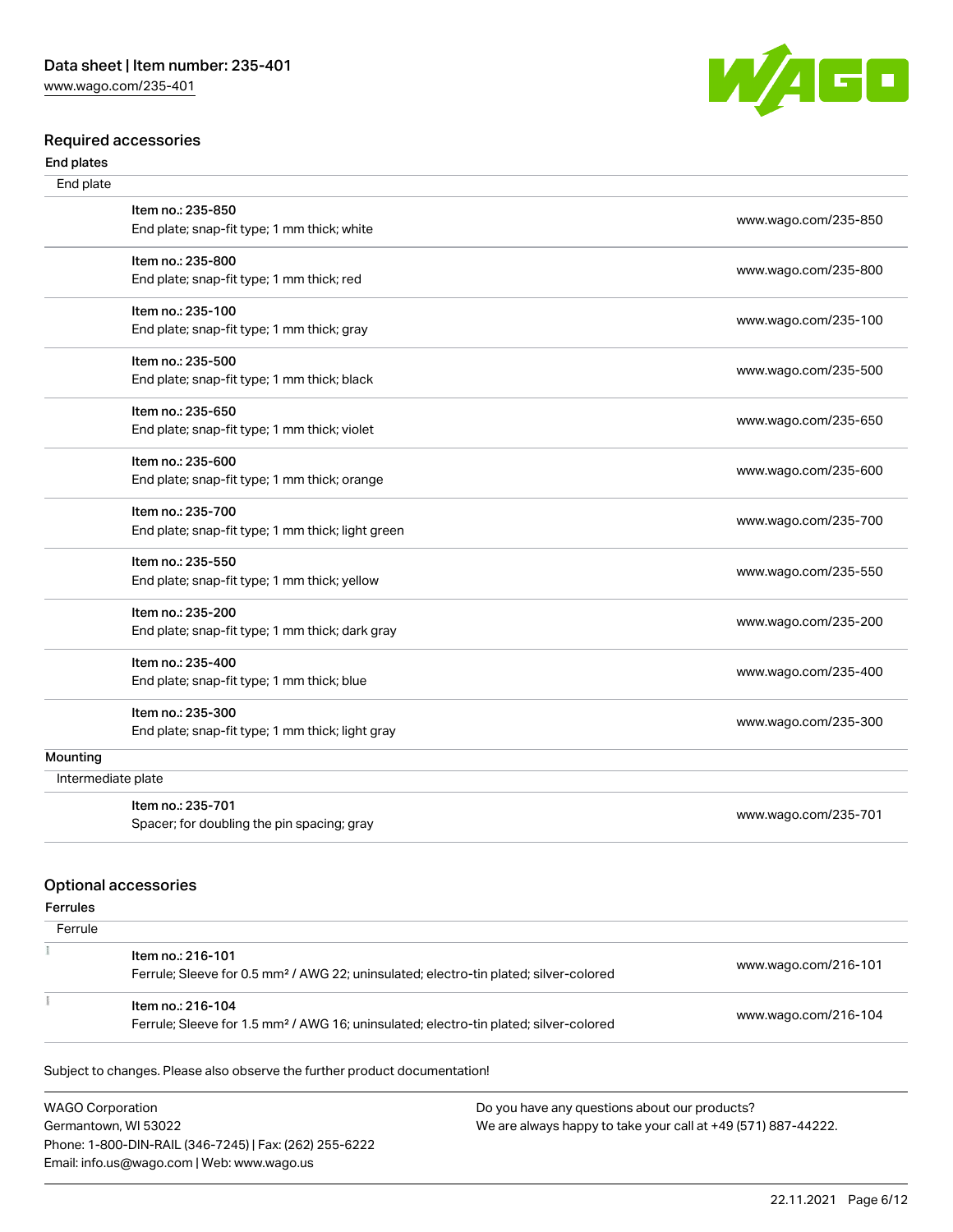## Required accessories

### End plates

| End plate | | |
|---|---|---|
| | Item no.: 235-850<br>End plate; snap-fit type; 1 mm thick; white | www.wago.com/235-850 |
| | Item no.: 235-800<br>End plate; snap-fit type; 1 mm thick; red | www.wago.com/235-800 |
| | Item no.: 235-100<br>End plate; snap-fit type; 1 mm thick; gray | www.wago.com/235-100 |
| | Item no.: 235-500<br>End plate; snap-fit type; 1 mm thick; black | www.wago.com/235-500 |
| | Item no.: 235-650<br>End plate; snap-fit type; 1 mm thick; violet | www.wago.com/235-650 |
| | Item no.: 235-600<br>End plate; snap-fit type; 1 mm thick; orange | www.wago.com/235-600 |
| | Item no.: 235-700<br>End plate; snap-fit type; 1 mm thick; light green | www.wago.com/235-700 |
| | Item no.: 235-550<br>End plate; snap-fit type; 1 mm thick; yellow | www.wago.com/235-550 |
| | Item no.: 235-200<br>End plate; snap-fit type; 1 mm thick; dark gray | www.wago.com/235-200 |
| | Item no.: 235-400<br>End plate; snap-fit type; 1 mm thick; blue | www.wago.com/235-400 |
| | Item no.: 235-300<br>End plate; snap-fit type; 1 mm thick; light gray | www.wago.com/235-300 |

### Mounting

| Intermediate plate | | |
|---|---|---|
| | Item no.: 235-701<br>Spacer; for doubling the pin spacing; gray | www.wago.com/235-701 |

## Optional accessories

### Ferrules

| Ferrule | | |
|---|---|---|
| | Item no.: 216-101<br>Ferrule; Sleeve for 0.5 mm² / AWG 22; uninsulated; electro-tin plated; silver-colored | www.wago.com/216-101 |
| | Item no.: 216-104<br>Ferrule; Sleeve for 1.5 mm² / AWG 16; uninsulated; electro-tin plated; silver-colored | www.wago.com/216-104 |

Subject to changes. Please also observe the further product documentation!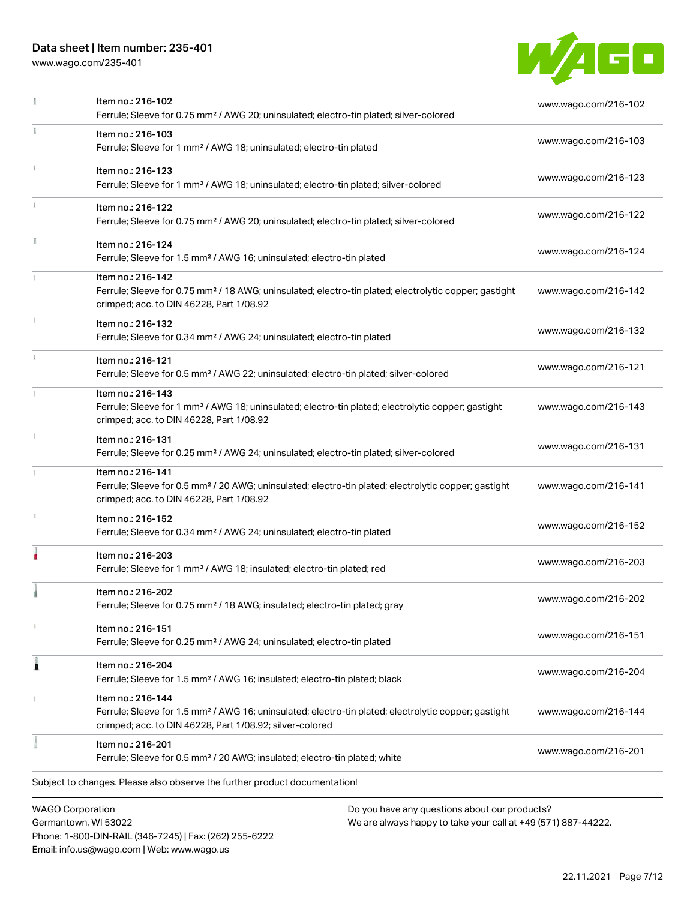| | | |
|---|---|---|
| | Item no.: 216-102<br>Ferrule; Sleeve for 0.75 mm² / AWG 20; uninsulated; electro-tin plated; silver-colored | www.wago.com/216-102 |
| | Item no.: 216-103<br>Ferrule; Sleeve for 1 mm² / AWG 18; uninsulated; electro-tin plated | www.wago.com/216-103 |
| | Item no.: 216-123<br>Ferrule; Sleeve for 1 mm² / AWG 18; uninsulated; electro-tin plated; silver-colored | www.wago.com/216-123 |
| | Item no.: 216-122<br>Ferrule; Sleeve for 0.75 mm² / AWG 20; uninsulated; electro-tin plated; silver-colored | www.wago.com/216-122 |
| | Item no.: 216-124<br>Ferrule; Sleeve for 1.5 mm² / AWG 16; uninsulated; electro-tin plated | www.wago.com/216-124 |
| | Item no.: 216-142<br>Ferrule; Sleeve for 0.75 mm² / 18 AWG; uninsulated; electro-tin plated; electrolytic copper; gastight crimped; acc. to DIN 46228, Part 1/08.92 | www.wago.com/216-142 |
| | Item no.: 216-132<br>Ferrule; Sleeve for 0.34 mm² / AWG 24; uninsulated; electro-tin plated | www.wago.com/216-132 |
| | Item no.: 216-121<br>Ferrule; Sleeve for 0.5 mm² / AWG 22; uninsulated; electro-tin plated; silver-colored | www.wago.com/216-121 |
| | Item no.: 216-143<br>Ferrule; Sleeve for 1 mm² / AWG 18; uninsulated; electro-tin plated; electrolytic copper; gastight crimped; acc. to DIN 46228, Part 1/08.92 | www.wago.com/216-143 |
| | Item no.: 216-131<br>Ferrule; Sleeve for 0.25 mm² / AWG 24; uninsulated; electro-tin plated; silver-colored | www.wago.com/216-131 |
| | Item no.: 216-141<br>Ferrule; Sleeve for 0.5 mm² / 20 AWG; uninsulated; electro-tin plated; electrolytic copper; gastight crimped; acc. to DIN 46228, Part 1/08.92 | www.wago.com/216-141 |
| | Item no.: 216-152<br>Ferrule; Sleeve for 0.34 mm² / AWG 24; uninsulated; electro-tin plated | www.wago.com/216-152 |
| | Item no.: 216-203<br>Ferrule; Sleeve for 1 mm² / AWG 18; insulated; electro-tin plated; red | www.wago.com/216-203 |
| | Item no.: 216-202<br>Ferrule; Sleeve for 0.75 mm² / 18 AWG; insulated; electro-tin plated; gray | www.wago.com/216-202 |
| | Item no.: 216-151<br>Ferrule; Sleeve for 0.25 mm² / AWG 24; uninsulated; electro-tin plated | www.wago.com/216-151 |
| | Item no.: 216-204<br>Ferrule; Sleeve for 1.5 mm² / AWG 16; insulated; electro-tin plated; black | www.wago.com/216-204 |
| | Item no.: 216-144<br>Ferrule; Sleeve for 1.5 mm² / AWG 16; uninsulated; electro-tin plated; electrolytic copper; gastight crimped; acc. to DIN 46228, Part 1/08.92; silver-colored | www.wago.com/216-144 |
| | Item no.: 216-201<br>Ferrule; Sleeve for 0.5 mm² / 20 AWG; insulated; electro-tin plated; white | www.wago.com/216-201 |

Subject to changes. Please also observe the further product documentation!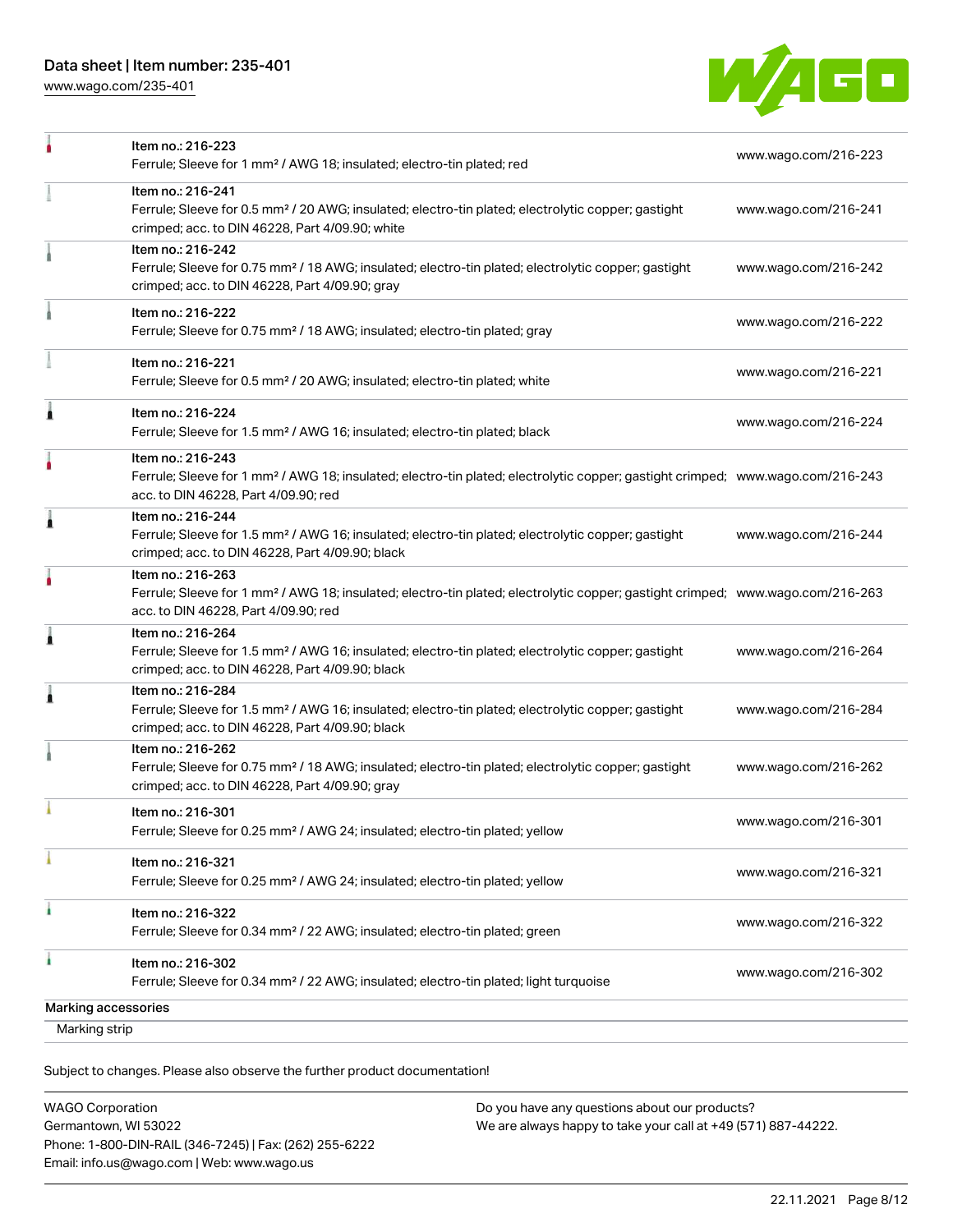| | | |
|---|---|---|
| | Item no.: 216-223<br>Ferrule; Sleeve for 1 mm² / AWG 18; insulated; electro-tin plated; red | www.wago.com/216-223 |
| | Item no.: 216-241<br>Ferrule; Sleeve for 0.5 mm² / 20 AWG; insulated; electro-tin plated; electrolytic copper; gastight crimped; acc. to DIN 46228, Part 4/09.90; white | www.wago.com/216-241 |
| | Item no.: 216-242<br>Ferrule; Sleeve for 0.75 mm² / 18 AWG; insulated; electro-tin plated; electrolytic copper; gastight crimped; acc. to DIN 46228, Part 4/09.90; gray | www.wago.com/216-242 |
| | Item no.: 216-222<br>Ferrule; Sleeve for 0.75 mm² / 18 AWG; insulated; electro-tin plated; gray | www.wago.com/216-222 |
| | Item no.: 216-221<br>Ferrule; Sleeve for 0.5 mm² / 20 AWG; insulated; electro-tin plated; white | www.wago.com/216-221 |
| | Item no.: 216-224<br>Ferrule; Sleeve for 1.5 mm² / AWG 16; insulated; electro-tin plated; black | www.wago.com/216-224 |
| | Item no.: 216-243<br>Ferrule; Sleeve for 1 mm² / AWG 18; insulated; electro-tin plated; electrolytic copper; gastight crimped; acc. to DIN 46228, Part 4/09.90; red | www.wago.com/216-243 |
| | Item no.: 216-244<br>Ferrule; Sleeve for 1.5 mm² / AWG 16; insulated; electro-tin plated; electrolytic copper; gastight crimped; acc. to DIN 46228, Part 4/09.90; black | www.wago.com/216-244 |
| | Item no.: 216-263<br>Ferrule; Sleeve for 1 mm² / AWG 18; insulated; electro-tin plated; electrolytic copper; gastight crimped; acc. to DIN 46228, Part 4/09.90; red | www.wago.com/216-263 |
| | Item no.: 216-264<br>Ferrule; Sleeve for 1.5 mm² / AWG 16; insulated; electro-tin plated; electrolytic copper; gastight crimped; acc. to DIN 46228, Part 4/09.90; black | www.wago.com/216-264 |
| | Item no.: 216-284<br>Ferrule; Sleeve for 1.5 mm² / AWG 16; insulated; electro-tin plated; electrolytic copper; gastight crimped; acc. to DIN 46228, Part 4/09.90; black | www.wago.com/216-284 |
| | Item no.: 216-262<br>Ferrule; Sleeve for 0.75 mm² / 18 AWG; insulated; electro-tin plated; electrolytic copper; gastight crimped; acc. to DIN 46228, Part 4/09.90; gray | www.wago.com/216-262 |
| | Item no.: 216-301<br>Ferrule; Sleeve for 0.25 mm² / AWG 24; insulated; electro-tin plated; yellow | www.wago.com/216-301 |
| | Item no.: 216-321<br>Ferrule; Sleeve for 0.25 mm² / AWG 24; insulated; electro-tin plated; yellow | www.wago.com/216-321 |
| | Item no.: 216-322<br>Ferrule; Sleeve for 0.34 mm² / 22 AWG; insulated; electro-tin plated; green | www.wago.com/216-322 |
| | Item no.: 216-302<br>Ferrule; Sleeve for 0.34 mm² / 22 AWG; insulated; electro-tin plated; light turquoise | www.wago.com/216-302 |

**Marking accessories**

Marking strip

Subject to changes. Please also observe the further product documentation!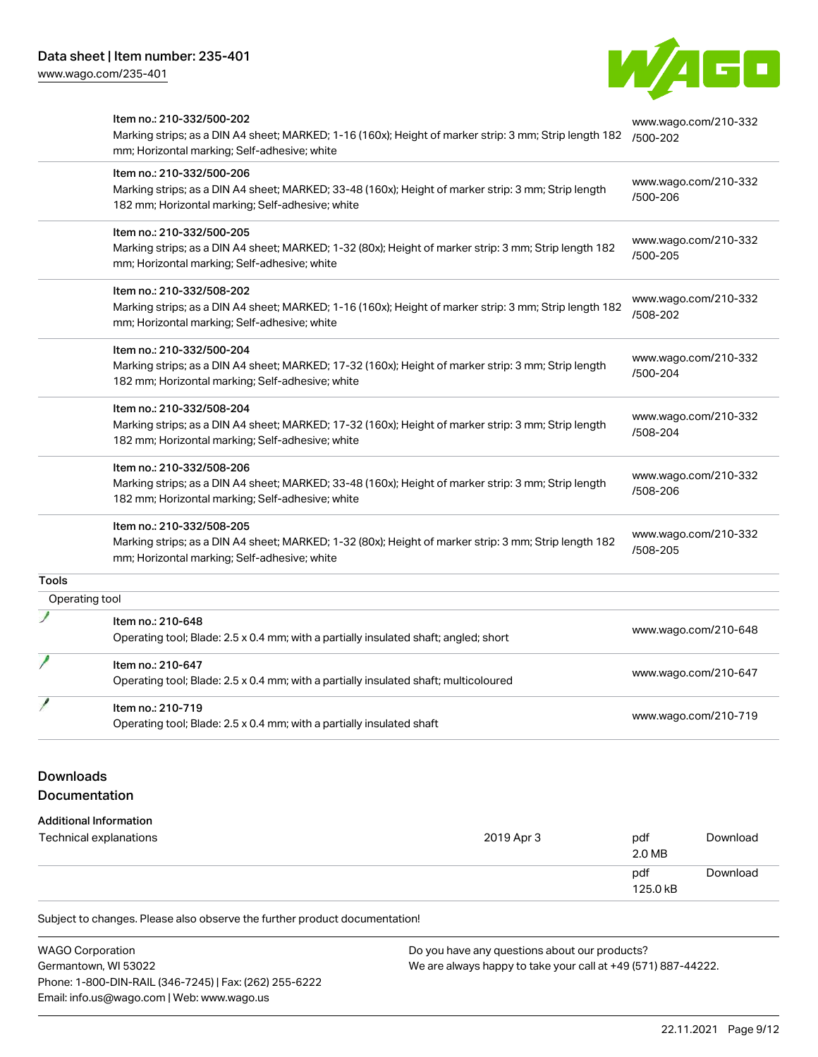| | | |
|---|---|---|
| | Item no.: 210-332/500-202<br>Marking strips; as a DIN A4 sheet; MARKED; 1-16 (160x); Height of marker strip: 3 mm; Strip length 182 mm; Horizontal marking; Self-adhesive; white | www.wago.com/210-332/500-202 |
| | Item no.: 210-332/500-206<br>Marking strips; as a DIN A4 sheet; MARKED; 33-48 (160x); Height of marker strip: 3 mm; Strip length 182 mm; Horizontal marking; Self-adhesive; white | www.wago.com/210-332/500-206 |
| | Item no.: 210-332/500-205<br>Marking strips; as a DIN A4 sheet; MARKED; 1-32 (80x); Height of marker strip: 3 mm; Strip length 182 mm; Horizontal marking; Self-adhesive; white | www.wago.com/210-332/500-205 |
| | Item no.: 210-332/508-202<br>Marking strips; as a DIN A4 sheet; MARKED; 1-16 (160x); Height of marker strip: 3 mm; Strip length 182 mm; Horizontal marking; Self-adhesive; white | www.wago.com/210-332/508-202 |
| | Item no.: 210-332/500-204<br>Marking strips; as a DIN A4 sheet; MARKED; 17-32 (160x); Height of marker strip: 3 mm; Strip length 182 mm; Horizontal marking; Self-adhesive; white | www.wago.com/210-332/500-204 |
| | Item no.: 210-332/508-204<br>Marking strips; as a DIN A4 sheet; MARKED; 17-32 (160x); Height of marker strip: 3 mm; Strip length 182 mm; Horizontal marking; Self-adhesive; white | www.wago.com/210-332/508-204 |
| | Item no.: 210-332/508-206<br>Marking strips; as a DIN A4 sheet; MARKED; 33-48 (160x); Height of marker strip: 3 mm; Strip length 182 mm; Horizontal marking; Self-adhesive; white | www.wago.com/210-332/508-206 |
| | Item no.: 210-332/508-205<br>Marking strips; as a DIN A4 sheet; MARKED; 1-32 (80x); Height of marker strip: 3 mm; Strip length 182 mm; Horizontal marking; Self-adhesive; white | www.wago.com/210-332/508-205 |
| **Tools** | | |
| Operating tool | | |
| | Item no.: 210-648<br>Operating tool; Blade: 2.5 x 0.4 mm; with a partially insulated shaft; angled; short | www.wago.com/210-648 |
| | Item no.: 210-647<br>Operating tool; Blade: 2.5 x 0.4 mm; with a partially insulated shaft; multicoloured | www.wago.com/210-647 |
| | Item no.: 210-719<br>Operating tool; Blade: 2.5 x 0.4 mm; with a partially insulated shaft | www.wago.com/210-719 |

## Downloads

### Documentation

**Additional Information**

| | | | |
|---|---|---|---|
| Technical explanations | 2019 Apr 3 | pdf<br>2.0 MB | Download |
| | | pdf<br>125.0 kB | Download |

Subject to changes. Please also observe the further product documentation!

WAGO Corporation
Germantown, WI 53022
Phone: 1-800-DIN-RAIL (346-7245) | Fax: (262) 255-6222
Email: info.us@wago.com | Web: www.wago.us

Do you have any questions about our products?
We are always happy to take your call at +49 (571) 887-44222.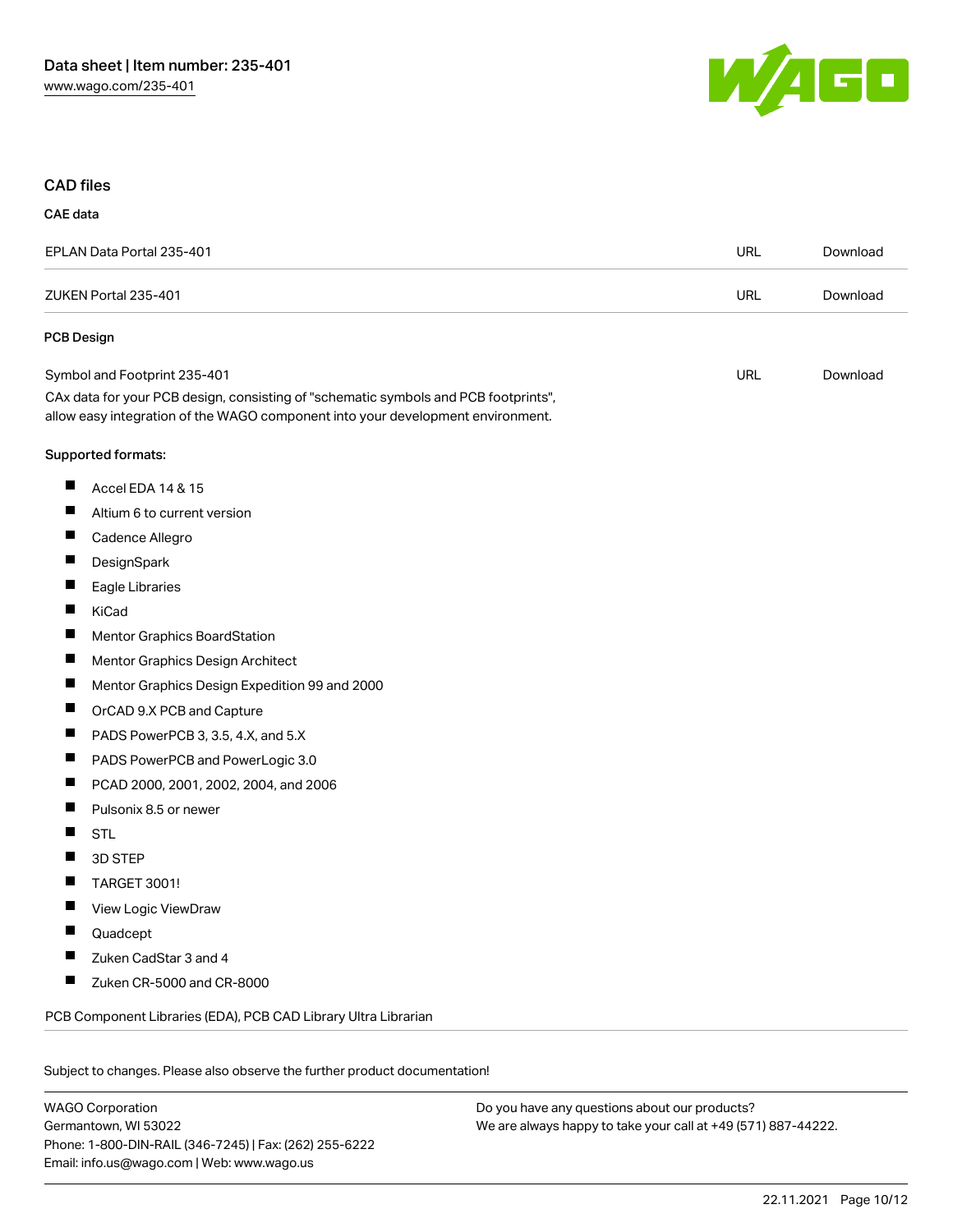## CAD files

### CAE data

| | | |
|---|---|---|
| EPLAN Data Portal 235-401 | URL | Download |
| ZUKEN Portal 235-401 | URL | Download |

### PCB Design

| | | |
|---|---|---|
| Symbol and Footprint 235-401<br>CAx data for your PCB design, consisting of "schematic symbols and PCB footprints", allow easy integration of the WAGO component into your development environment. | URL | Download |

**Supported formats:**

- Accel EDA 14 & 15
- Altium 6 to current version
- Cadence Allegro
- DesignSpark
- Eagle Libraries
- KiCad
- Mentor Graphics BoardStation
- Mentor Graphics Design Architect
- Mentor Graphics Design Expedition 99 and 2000
- OrCAD 9.X PCB and Capture
- PADS PowerPCB 3, 3.5, 4.X, and 5.X
- PADS PowerPCB and PowerLogic 3.0
- PCAD 2000, 2001, 2002, 2004, and 2006
- Pulsonix 8.5 or newer
- STL
- 3D STEP
- TARGET 3001!
- View Logic ViewDraw
- Quadcept
- Zuken CadStar 3 and 4
- Zuken CR-5000 and CR-8000

PCB Component Libraries (EDA), PCB CAD Library Ultra Librarian

Subject to changes. Please also observe the further product documentation!

WAGO Corporation
Germantown, WI 53022
Phone: 1-800-DIN-RAIL (346-7245) | Fax: (262) 255-6222
Email: info.us@wago.com | Web: www.wago.us

Do you have any questions about our products?
We are always happy to take your call at +49 (571) 887-44222.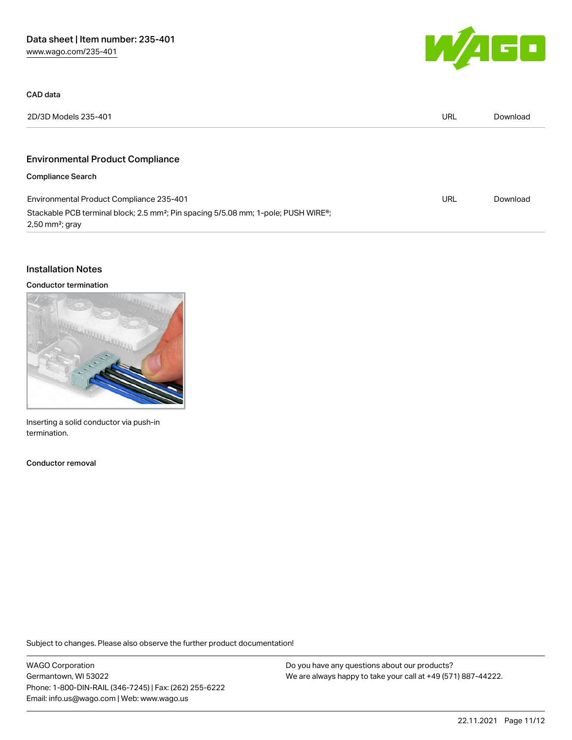### CAD data

| 2D/3D Models 235-401 | URL | Download |
| --- | --- | --- |

## Environmental Product Compliance

### Compliance Search

| Environmental Product Compliance 235-401 | URL | Download |
| --- | --- | --- |
| Stackable PCB terminal block; 2.5 mm²; Pin spacing 5/5.08 mm; 1-pole; PUSH WIRE®; 2,50 mm²; gray | | |

## Installation Notes

### Conductor termination

Inserting a solid conductor via push-in termination.

### Conductor removal

Subject to changes. Please also observe the further product documentation!

WAGO Corporation
Germantown, WI 53022
Phone: 1-800-DIN-RAIL (346-7245) | Fax: (262) 255-6222
Email: info.us@wago.com | Web: www.wago.us

Do you have any questions about our products?
We are always happy to take your call at +49 (571) 887-44222.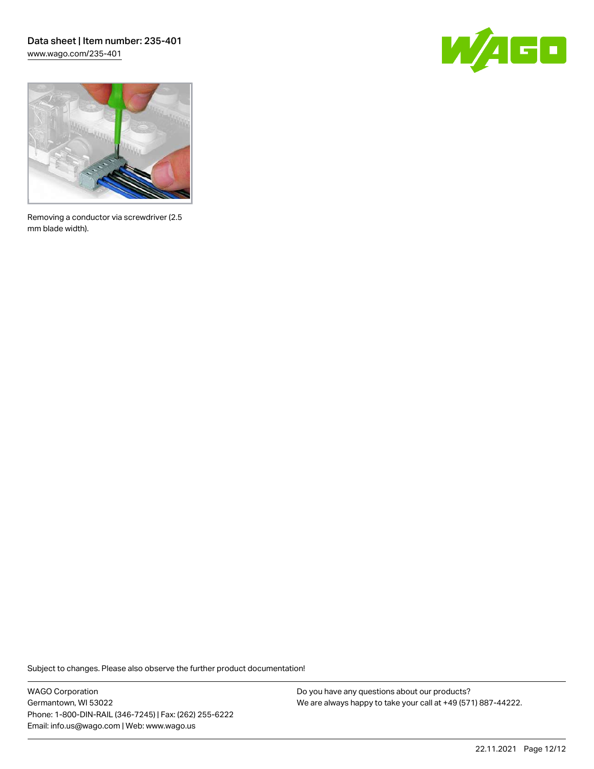Removing a conductor via screwdriver (2.5 mm blade width).

Subject to changes. Please also observe the further product documentation!

WAGO Corporation
Germantown, WI 53022
Phone: 1-800-DIN-RAIL (346-7245) | Fax: (262) 255-6222
Email: info.us@wago.com | Web: www.wago.us

Do you have any questions about our products?
We are always happy to take your call at +49 (571) 887-44222.